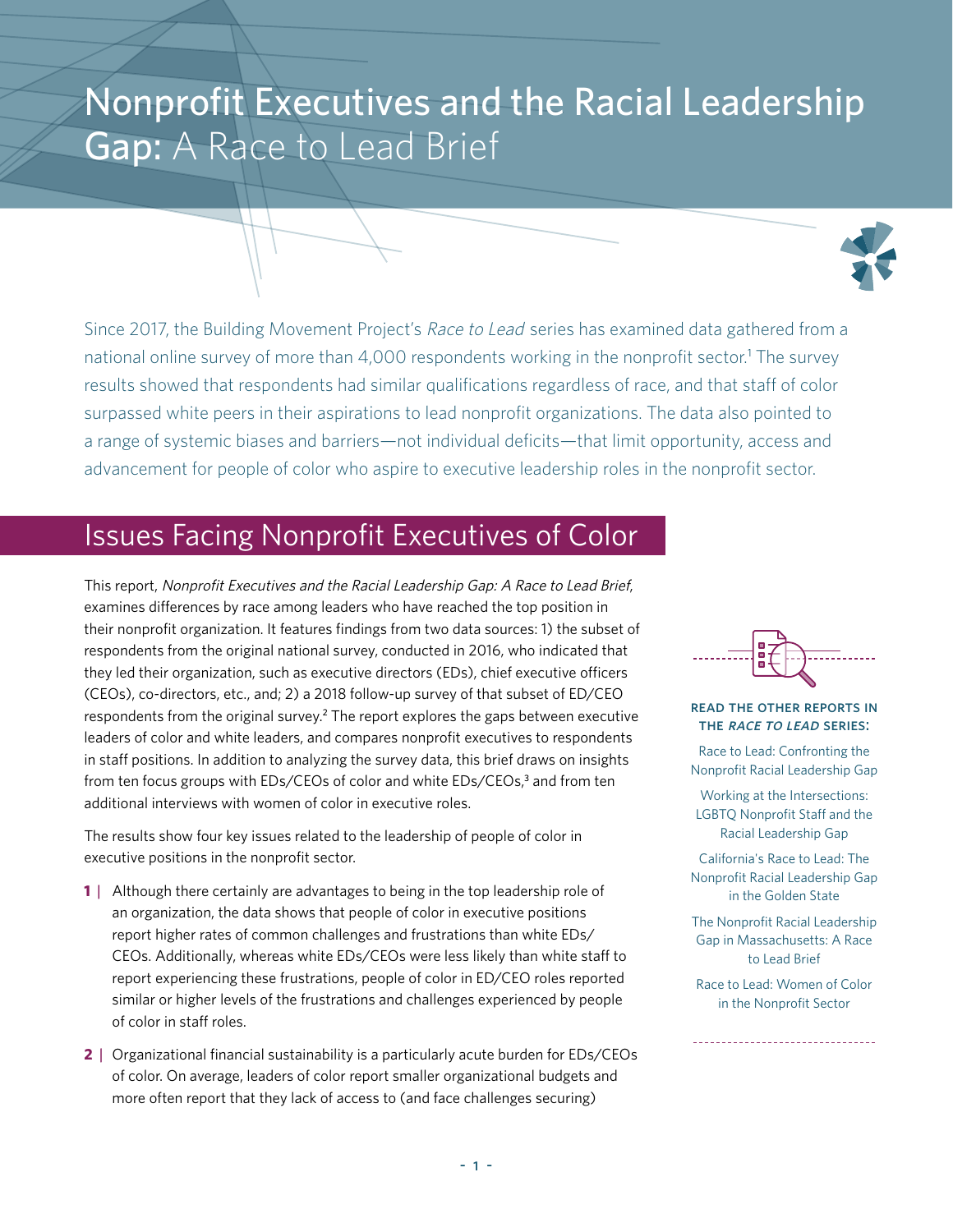# Nonprofit Executives and the Racial Leadership Gap: A Race to Lead Brief

Since 2017, the Building Movement Project's *Race to Lead* series has examined data gathered from a national online survey of more than 4,000 respondents working in the nonprofit sector.[1] The survey results showed that respondents had similar qualifications regardless of race, and that staff of color surpassed white peers in their aspirations to lead nonprofit organizations. The data also pointed to a range of systemic biases and barriers—not individual deficits—that limit opportunity, access and advancement for people of color who aspire to executive leadership roles in the nonprofit sector.

## Issues Facing Nonprofit Executives of Color

This report, *Nonprofit Executives and the Racial Leadership Gap: A Race to Lead Brief,* examines differences by race among leaders who have reached the top position in their nonprofit organization. It features findings from two data sources: 1) the subset of respondents from the original national survey, conducted in 2016, who indicated that they led their organization, such as executive directors (EDs), chief executive officers (CEOs), co-directors, etc., and; 2) a 2018 follow-up survey of that subset of ED/CEO respondents from the original survey.[2] The report explores the gaps between executive leaders of color and white leaders, and compares nonprofit executives to respondents in staff positions. In addition to analyzing the survey data, this brief draws on insights from ten focus groups with EDs/CEOs of color and white EDs/CEOs,[3] and from ten additional interviews with women of color in executive roles.

The results show four key issues related to the leadership of people of color in executive positions in the nonprofit sector.

**1 |** Although there certainly are advantages to being in the top leadership role of an organization, the data shows that people of color in executive positions report higher rates of common challenges and frustrations than white EDs/CEOs. Additionally, whereas white EDs/CEOs were less likely than white staff to report experiencing these frustrations, people of color in ED/CEO roles reported similar or higher levels of the frustrations and challenges experienced by people of color in staff roles.

**2 |** Organizational financial sustainability is a particularly acute burden for EDs/CEOs of color. On average, leaders of color report smaller organizational budgets and more often report that they lack of access to (and face challenges securing)

**READ THE OTHER REPORTS IN THE *RACE TO LEAD* SERIES:**

Race to Lead: Confronting the Nonprofit Racial Leadership Gap

Working at the Intersections: LGBTQ Nonprofit Staff and the Racial Leadership Gap

California's Race to Lead: The Nonprofit Racial Leadership Gap in the Golden State

The Nonprofit Racial Leadership Gap in Massachusetts: A Race to Lead Brief

Race to Lead: Women of Color in the Nonprofit Sector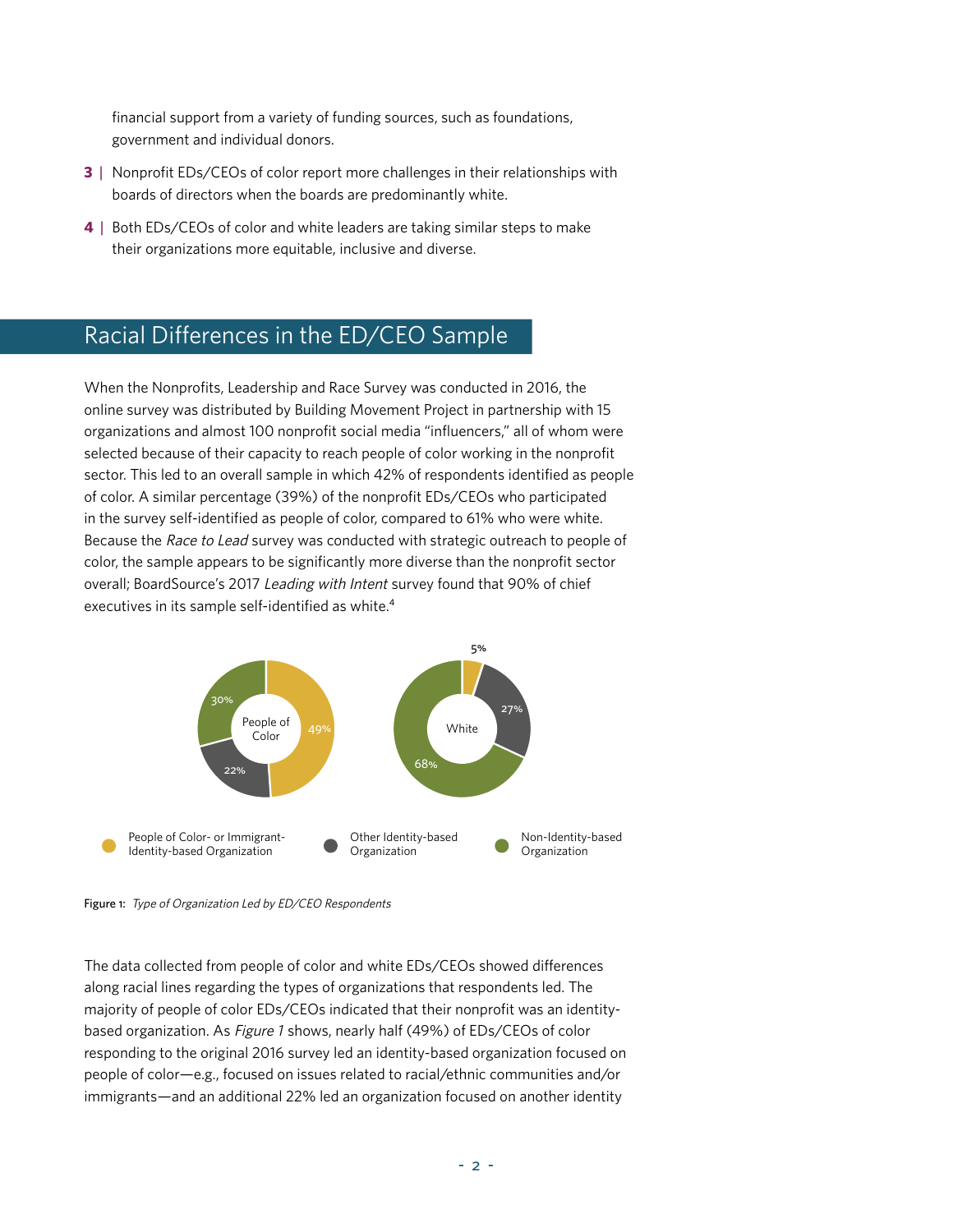financial support from a variety of funding sources, such as foundations, government and individual donors.

**3** | Nonprofit EDs/CEOs of color report more challenges in their relationships with boards of directors when the boards are predominantly white.

**4** | Both EDs/CEOs of color and white leaders are taking similar steps to make their organizations more equitable, inclusive and diverse.

## Racial Differences in the ED/CEO Sample

When the Nonprofits, Leadership and Race Survey was conducted in 2016, the online survey was distributed by Building Movement Project in partnership with 15 organizations and almost 100 nonprofit social media "influencers," all of whom were selected because of their capacity to reach people of color working in the nonprofit sector. This led to an overall sample in which 42% of respondents identified as people of color. A similar percentage (39%) of the nonprofit EDs/CEOs who participated in the survey self-identified as people of color, compared to 61% who were white. Because the *Race to Lead* survey was conducted with strategic outreach to people of color, the sample appears to be significantly more diverse than the nonprofit sector overall; BoardSource's 2017 *Leading with Intent* survey found that 90% of chief executives in its sample self-identified as white.[4]

| | People of Color | White |
|---|---|---|
| People of Color- or Immigrant-Identity-based Organization | 49% | 5% |
| Other Identity-based Organization | 22% | 27% |
| Non-Identity-based Organization | 30% | 68% |

Figure 1: *Type of Organization Led by ED/CEO Respondents*

The data collected from people of color and white EDs/CEOs showed differences along racial lines regarding the types of organizations that respondents led. The majority of people of color EDs/CEOs indicated that their nonprofit was an identity-based organization. As *Figure 1* shows, nearly half (49%) of EDs/CEOs of color responding to the original 2016 survey led an identity-based organization focused on people of color—e.g., focused on issues related to racial/ethnic communities and/or immigrants—and an additional 22% led an organization focused on another identity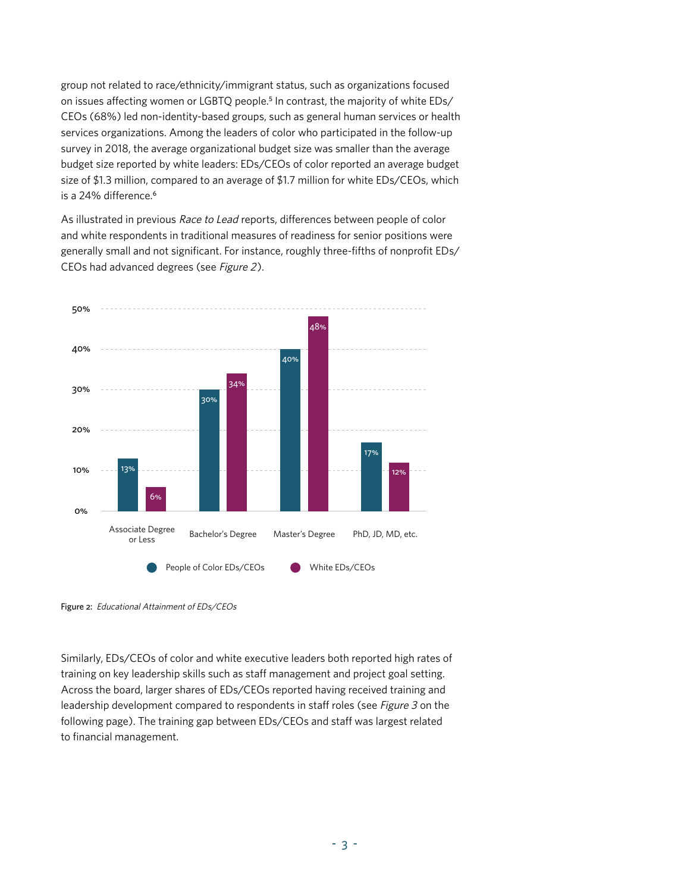group not related to race/ethnicity/immigrant status, such as organizations focused on issues affecting women or LGBTQ people.[5] In contrast, the majority of white EDs/CEOs (68%) led non-identity-based groups, such as general human services or health services organizations. Among the leaders of color who participated in the follow-up survey in 2018, the average organizational budget size was smaller than the average budget size reported by white leaders: EDs/CEOs of color reported an average budget size of $1.3 million, compared to an average of $1.7 million for white EDs/CEOs, which is a 24% difference.[6]

As illustrated in previous *Race to Lead* reports, differences between people of color and white respondents in traditional measures of readiness for senior positions were generally small and not significant. For instance, roughly three-fifths of nonprofit EDs/CEOs had advanced degrees (see *Figure 2*).

| | People of Color EDs/CEOs | White EDs/CEOs |
| --- | --- | --- |
| Associate Degree or Less | 13% | 6% |
| Bachelor's Degree | 30% | 34% |
| Master's Degree | 40% | 48% |
| PhD, JD, MD, etc. | 17% | 12% |

**Figure 2:** *Educational Attainment of EDs/CEOs*

Similarly, EDs/CEOs of color and white executive leaders both reported high rates of training on key leadership skills such as staff management and project goal setting. Across the board, larger shares of EDs/CEOs reported having received training and leadership development compared to respondents in staff roles (see *Figure 3* on the following page). The training gap between EDs/CEOs and staff was largest related to financial management.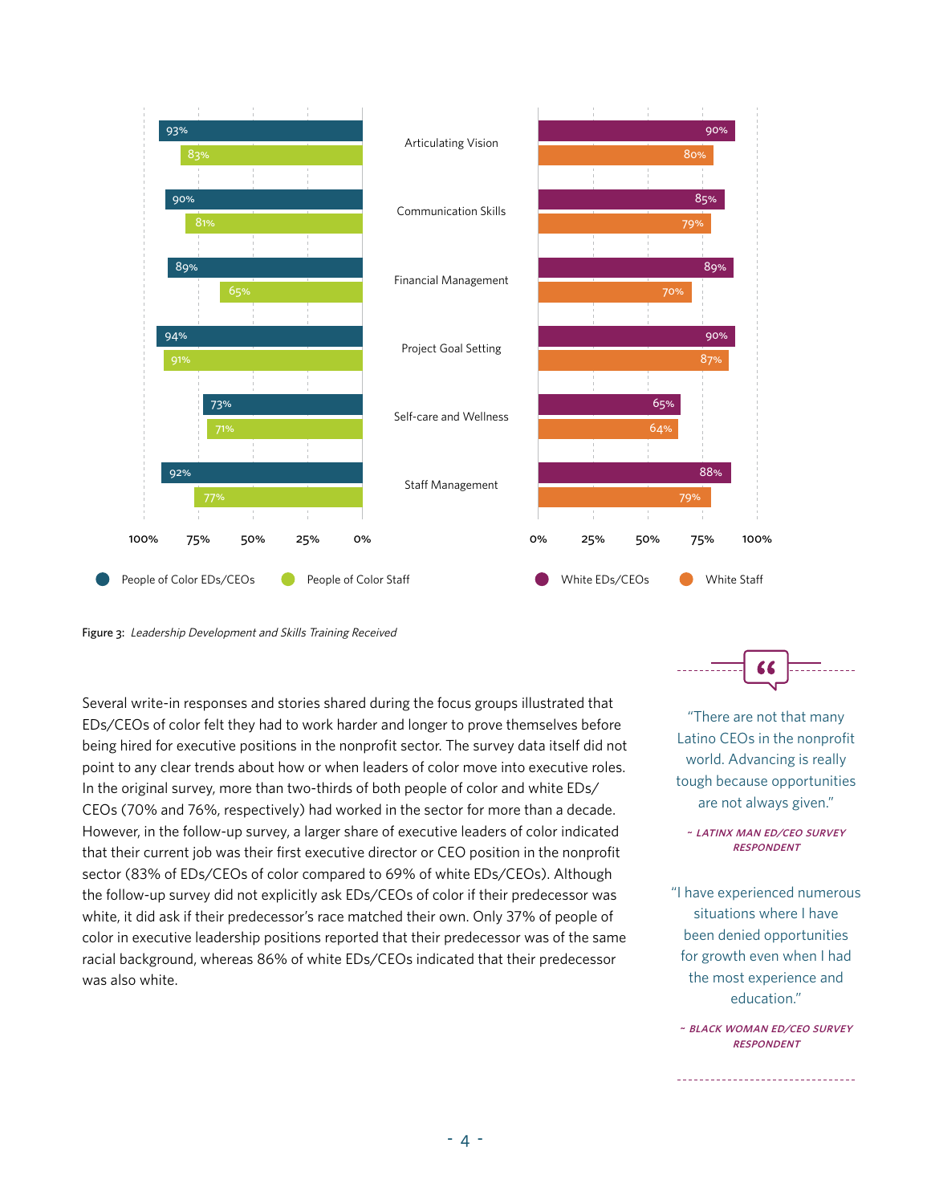| | People of Color EDs/CEOs | People of Color Staff | White EDs/CEOs | White Staff |
|---|---|---|---|---|
| Articulating Vision | 93% | 83% | 90% | 80% |
| Communication Skills | 90% | 81% | 85% | 79% |
| Financial Management | 89% | 65% | 89% | 70% |
| Project Goal Setting | 94% | 91% | 90% | 87% |
| Self-care and Wellness | 73% | 71% | 65% | 64% |
| Staff Management | 92% | 77% | 88% | 79% |

Figure 3: *Leadership Development and Skills Training Received*

Several write-in responses and stories shared during the focus groups illustrated that EDs/CEOs of color felt they had to work harder and longer to prove themselves before being hired for executive positions in the nonprofit sector. The survey data itself did not point to any clear trends about how or when leaders of color move into executive roles. In the original survey, more than two-thirds of both people of color and white EDs/CEOs (70% and 76%, respectively) had worked in the sector for more than a decade. However, in the follow-up survey, a larger share of executive leaders of color indicated that their current job was their first executive director or CEO position in the nonprofit sector (83% of EDs/CEOs of color compared to 69% of white EDs/CEOs). Although the follow-up survey did not explicitly ask EDs/CEOs of color if their predecessor was white, it did ask if their predecessor's race matched their own. Only 37% of people of color in executive leadership positions reported that their predecessor was of the same racial background, whereas 86% of white EDs/CEOs indicated that their predecessor was also white.

> "There are not that many Latino CEOs in the nonprofit world. Advancing is really tough because opportunities are not always given."
>
> *~ LATINX MAN ED/CEO SURVEY RESPONDENT*

> "I have experienced numerous situations where I have been denied opportunities for growth even when I had the most experience and education."
>
> *~ BLACK WOMAN ED/CEO SURVEY RESPONDENT*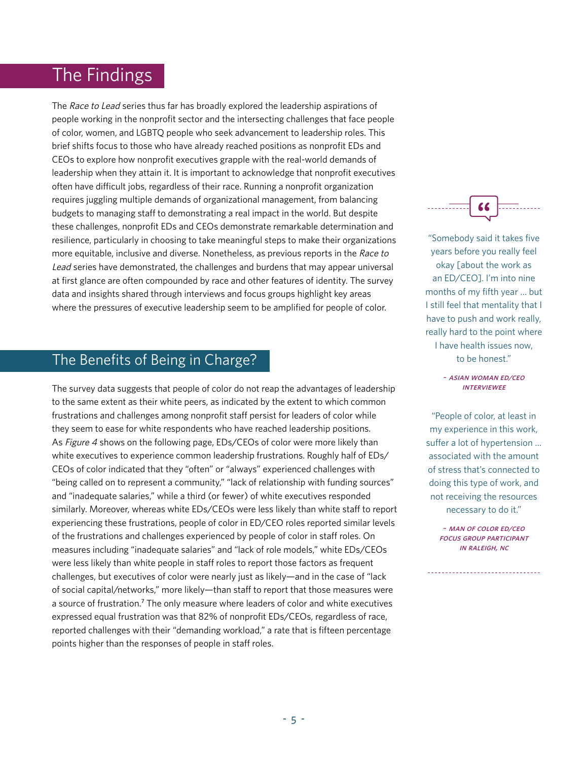# The Findings

The *Race to Lead* series thus far has broadly explored the leadership aspirations of people working in the nonprofit sector and the intersecting challenges that face people of color, women, and LGBTQ people who seek advancement to leadership roles. This brief shifts focus to those who have already reached positions as nonprofit EDs and CEOs to explore how nonprofit executives grapple with the real-world demands of leadership when they attain it. It is important to acknowledge that nonprofit executives often have difficult jobs, regardless of their race. Running a nonprofit organization requires juggling multiple demands of organizational management, from balancing budgets to managing staff to demonstrating a real impact in the world. But despite these challenges, nonprofit EDs and CEOs demonstrate remarkable determination and resilience, particularly in choosing to take meaningful steps to make their organizations more equitable, inclusive and diverse. Nonetheless, as previous reports in the *Race to Lead* series have demonstrated, the challenges and burdens that may appear universal at first glance are often compounded by race and other features of identity. The survey data and insights shared through interviews and focus groups highlight key areas where the pressures of executive leadership seem to be amplified for people of color.

## The Benefits of Being in Charge?

The survey data suggests that people of color do not reap the advantages of leadership to the same extent as their white peers, as indicated by the extent to which common frustrations and challenges among nonprofit staff persist for leaders of color while they seem to ease for white respondents who have reached leadership positions. As *Figure 4* shows on the following page, EDs/CEOs of color were more likely than white executives to experience common leadership frustrations. Roughly half of EDs/CEOs of color indicated that they "often" or "always" experienced challenges with "being called on to represent a community," "lack of relationship with funding sources" and "inadequate salaries," while a third (or fewer) of white executives responded similarly. Moreover, whereas white EDs/CEOs were less likely than white staff to report experiencing these frustrations, people of color in ED/CEO roles reported similar levels of the frustrations and challenges experienced by people of color in staff roles. On measures including "inadequate salaries" and "lack of role models," white EDs/CEOs were less likely than white people in staff roles to report those factors as frequent challenges, but executives of color were nearly just as likely—and in the case of "lack of social capital/networks," more likely—than staff to report that those measures were a source of frustration.[7] The only measure where leaders of color and white executives expressed equal frustration was that 82% of nonprofit EDs/CEOs, regardless of race, reported challenges with their "demanding workload," a rate that is fifteen percentage points higher than the responses of people in staff roles.

> "Somebody said it takes five years before you really feel okay [about the work as an ED/CEO]. I'm into nine months of my fifth year ... but I still feel that mentality that I have to push and work really, really hard to the point where I have health issues now, to be honest."
>
> *~ ASIAN WOMAN ED/CEO INTERVIEWEE*

> "People of color, at least in my experience in this work, suffer a lot of hypertension ... associated with the amount of stress that's connected to doing this type of work, and not receiving the resources necessary to do it."
>
> *~ MAN OF COLOR ED/CEO FOCUS GROUP PARTICIPANT IN RALEIGH, NC*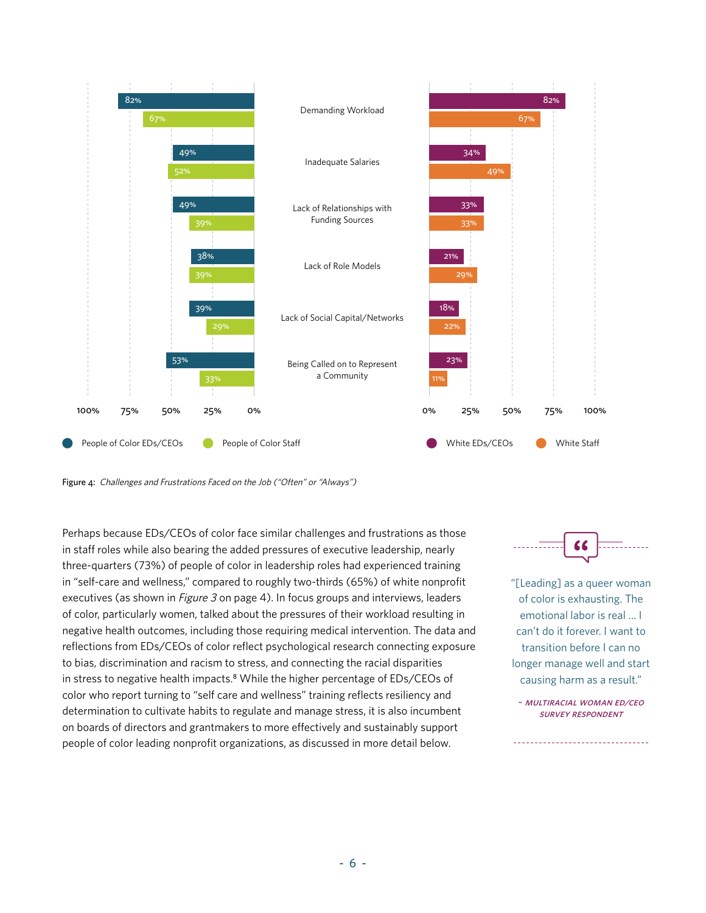| Challenge | People of Color EDs/CEOs | People of Color Staff | White EDs/CEOs | White Staff |
|---|---|---|---|---|
| Demanding Workload | 82% | 67% | 82% | 67% |
| Inadequate Salaries | 49% | 52% | 34% | 49% |
| Lack of Relationships with Funding Sources | 49% | 39% | 33% | 33% |
| Lack of Role Models | 38% | 39% | 21% | 29% |
| Lack of Social Capital/Networks | 39% | 29% | 18% | 22% |
| Being Called on to Represent a Community | 53% | 33% | 23% | 11% |

Figure 4: *Challenges and Frustrations Faced on the Job ("Often" or "Always")*

Perhaps because EDs/CEOs of color face similar challenges and frustrations as those in staff roles while also bearing the added pressures of executive leadership, nearly three-quarters (73%) of people of color in leadership roles had experienced training in "self-care and wellness," compared to roughly two-thirds (65%) of white nonprofit executives (as shown in *Figure 3* on page 4). In focus groups and interviews, leaders of color, particularly women, talked about the pressures of their workload resulting in negative health outcomes, including those requiring medical intervention. The data and reflections from EDs/CEOs of color reflect psychological research connecting exposure to bias, discrimination and racism to stress, and connecting the racial disparities in stress to negative health impacts.[8] While the higher percentage of EDs/CEOs of color who report turning to "self care and wellness" training reflects resiliency and determination to cultivate habits to regulate and manage stress, it is also incumbent on boards of directors and grantmakers to more effectively and sustainably support people of color leading nonprofit organizations, as discussed in more detail below.

> "[Leading] as a queer woman of color is exhausting. The emotional labor is real ... I can't do it forever. I want to transition before I can no longer manage well and start causing harm as a result."
>
> *~ MULTIRACIAL WOMAN ED/CEO SURVEY RESPONDENT*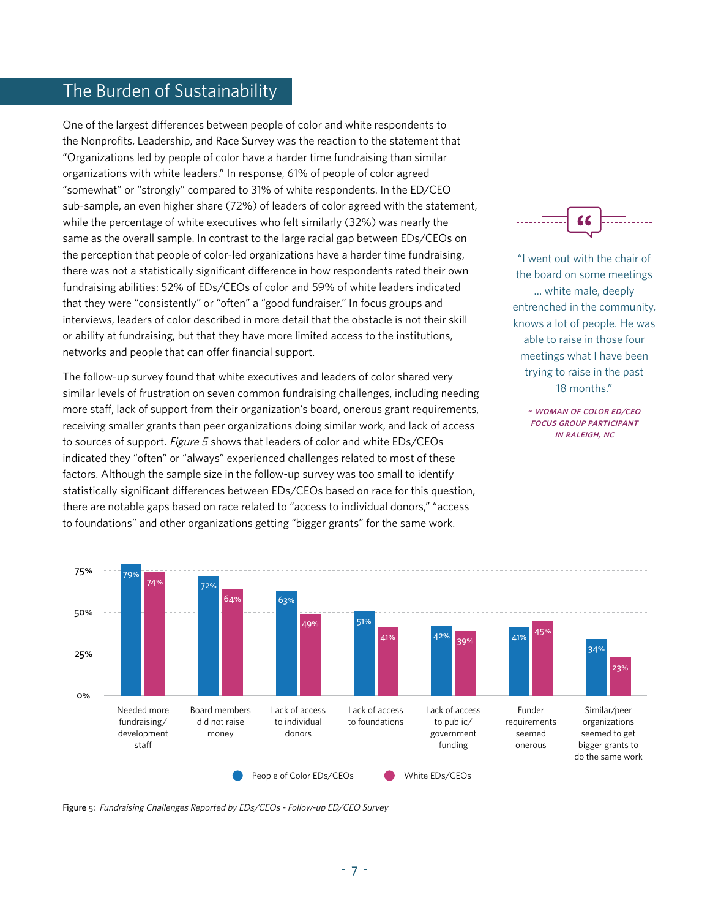## The Burden of Sustainability

One of the largest differences between people of color and white respondents to the Nonprofits, Leadership, and Race Survey was the reaction to the statement that "Organizations led by people of color have a harder time fundraising than similar organizations with white leaders." In response, 61% of people of color agreed "somewhat" or "strongly" compared to 31% of white respondents. In the ED/CEO sub-sample, an even higher share (72%) of leaders of color agreed with the statement, while the percentage of white executives who felt similarly (32%) was nearly the same as the overall sample. In contrast to the large racial gap between EDs/CEOs on the perception that people of color-led organizations have a harder time fundraising, there was not a statistically significant difference in how respondents rated their own fundraising abilities: 52% of EDs/CEOs of color and 59% of white leaders indicated that they were "consistently" or "often" a "good fundraiser." In focus groups and interviews, leaders of color described in more detail that the obstacle is not their skill or ability at fundraising, but that they have more limited access to the institutions, networks and people that can offer financial support.

The follow-up survey found that white executives and leaders of color shared very similar levels of frustration on seven common fundraising challenges, including needing more staff, lack of support from their organization's board, onerous grant requirements, receiving smaller grants than peer organizations doing similar work, and lack of access to sources of support. *Figure 5* shows that leaders of color and white EDs/CEOs indicated they "often" or "always" experienced challenges related to most of these factors. Although the sample size in the follow-up survey was too small to identify statistically significant differences between EDs/CEOs based on race for this question, there are notable gaps based on race related to "access to individual donors," "access to foundations" and other organizations getting "bigger grants" for the same work.

> "I went out with the chair of the board on some meetings … white male, deeply entrenched in the community, knows a lot of people. He was able to raise in those four meetings what I have been trying to raise in the past 18 months."
>
> *~ WOMAN OF COLOR ED/CEO FOCUS GROUP PARTICIPANT IN RALEIGH, NC*

| Challenge | People of Color EDs/CEOs | White EDs/CEOs |
|---|---|---|
| Needed more fundraising/development staff | 79% | 74% |
| Board members did not raise money | 72% | 64% |
| Lack of access to individual donors | 63% | 49% |
| Lack of access to foundations | 51% | 41% |
| Lack of access to public/government funding | 42% | 39% |
| Funder requirements seemed onerous | 41% | 45% |
| Similar/peer organizations seemed to get bigger grants to do the same work | 34% | 23% |

Figure 5: *Fundraising Challenges Reported by EDs/CEOs - Follow-up ED/CEO Survey*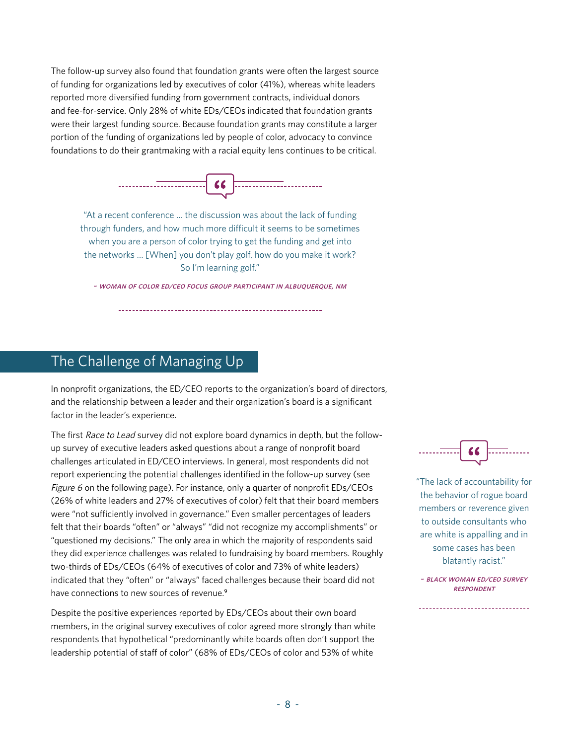The follow-up survey also found that foundation grants were often the largest source of funding for organizations led by executives of color (41%), whereas white leaders reported more diversified funding from government contracts, individual donors and fee-for-service. Only 28% of white EDs/CEOs indicated that foundation grants were their largest funding source. Because foundation grants may constitute a larger portion of the funding of organizations led by people of color, advocacy to convince foundations to do their grantmaking with a racial equity lens continues to be critical.

> "At a recent conference … the discussion was about the lack of funding through funders, and how much more difficult it seems to be sometimes when you are a person of color trying to get the funding and get into the networks … [When] you don't play golf, how do you make it work? So I'm learning golf."
>
> ~ ***WOMAN OF COLOR ED/CEO FOCUS GROUP PARTICIPANT IN ALBUQUERQUE, NM***

## The Challenge of Managing Up

In nonprofit organizations, the ED/CEO reports to the organization's board of directors, and the relationship between a leader and their organization's board is a significant factor in the leader's experience.

The first *Race to Lead* survey did not explore board dynamics in depth, but the follow-up survey of executive leaders asked questions about a range of nonprofit board challenges articulated in ED/CEO interviews. In general, most respondents did not report experiencing the potential challenges identified in the follow-up survey (see *Figure 6* on the following page). For instance, only a quarter of nonprofit EDs/CEOs (26% of white leaders and 27% of executives of color) felt that their board members were "not sufficiently involved in governance." Even smaller percentages of leaders felt that their boards "often" or "always" "did not recognize my accomplishments" or "questioned my decisions." The only area in which the majority of respondents said they did experience challenges was related to fundraising by board members. Roughly two-thirds of EDs/CEOs (64% of executives of color and 73% of white leaders) indicated that they "often" or "always" faced challenges because their board did not have connections to new sources of revenue.[9]

> "The lack of accountability for the behavior of rogue board members or reverence given to outside consultants who are white is appalling and in some cases has been blatantly racist."
>
> ~ ***BLACK WOMAN ED/CEO SURVEY RESPONDENT***

Despite the positive experiences reported by EDs/CEOs about their own board members, in the original survey executives of color agreed more strongly than white respondents that hypothetical "predominantly white boards often don't support the leadership potential of staff of color" (68% of EDs/CEOs of color and 53% of white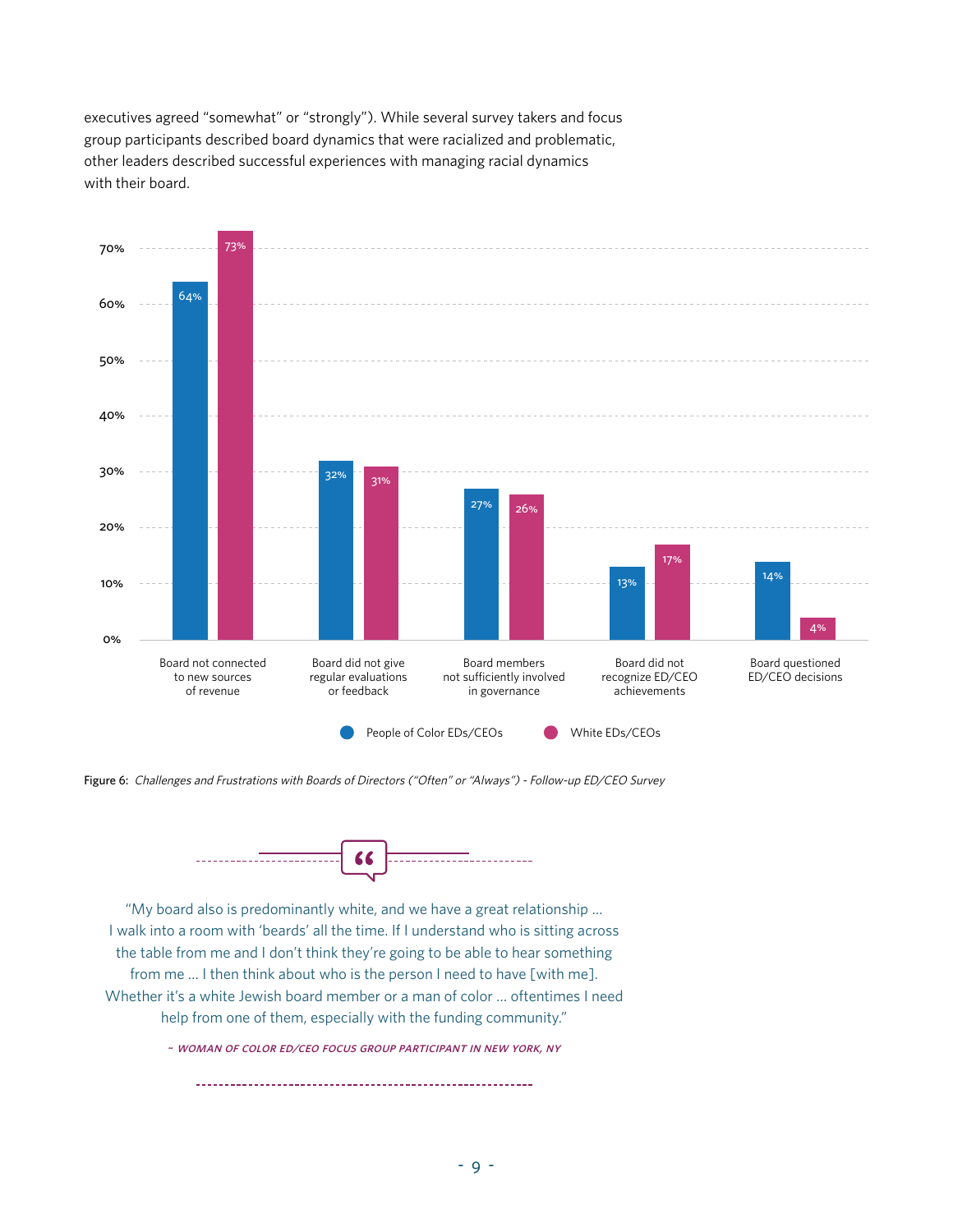executives agreed "somewhat" or "strongly"). While several survey takers and focus group participants described board dynamics that were racialized and problematic, other leaders described successful experiences with managing racial dynamics with their board.

| | People of Color EDs/CEOs | White EDs/CEOs |
|---|---|---|
| Board not connected to new sources of revenue | 64% | 73% |
| Board did not give regular evaluations or feedback | 32% | 31% |
| Board members not sufficiently involved in governance | 27% | 26% |
| Board did not recognize ED/CEO achievements | 13% | 17% |
| Board questioned ED/CEO decisions | 14% | 4% |

Figure 6: *Challenges and Frustrations with Boards of Directors ("Often" or "Always") - Follow-up ED/CEO Survey*

> "My board also is predominantly white, and we have a great relationship ... I walk into a room with 'beards' all the time. If I understand who is sitting across the table from me and I don't think they're going to be able to hear something from me ... I then think about who is the person I need to have [with me]. Whether it's a white Jewish board member or a man of color ... oftentimes I need help from one of them, especially with the funding community."
>
> *~ WOMAN OF COLOR ED/CEO FOCUS GROUP PARTICIPANT IN NEW YORK, NY*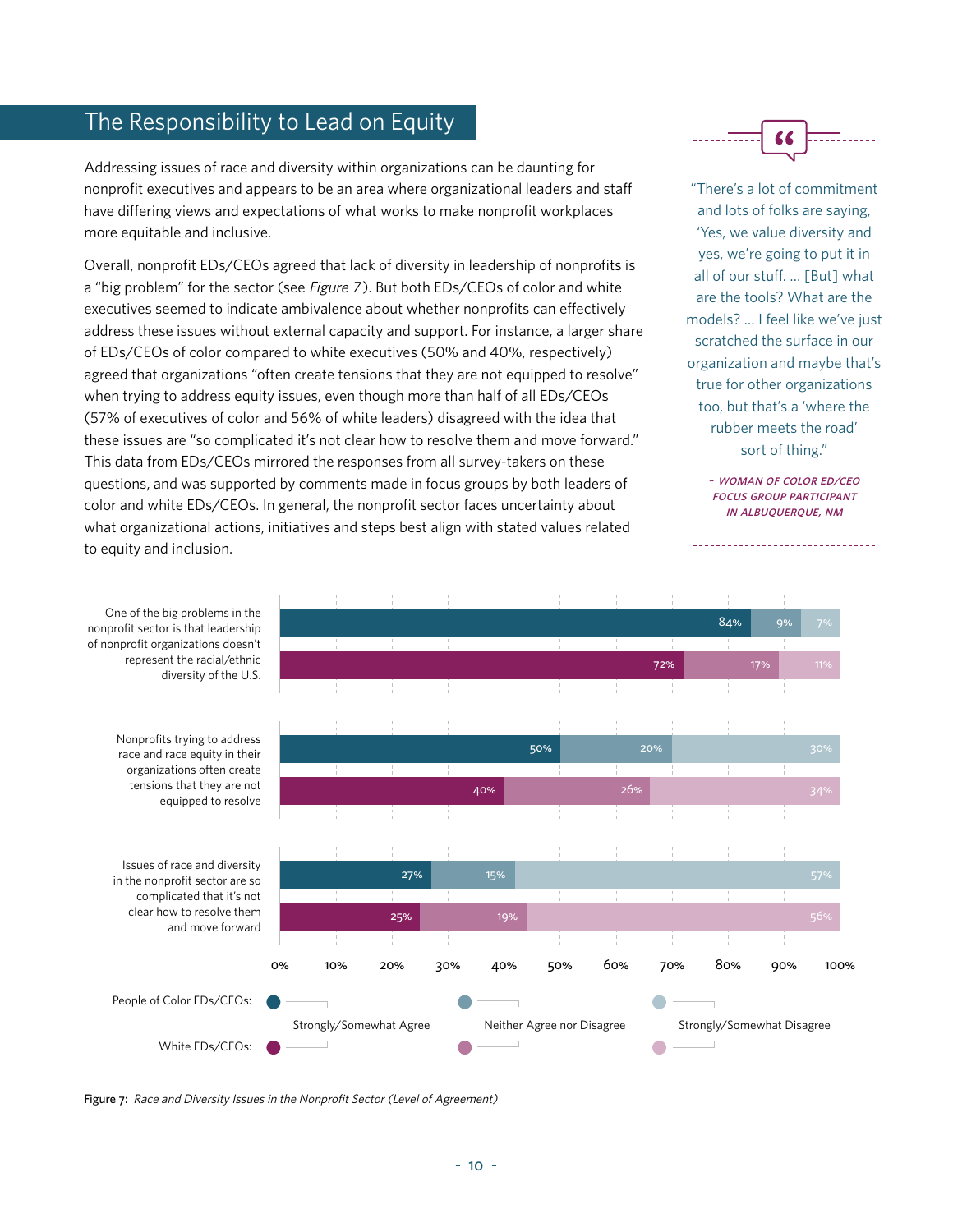## The Responsibility to Lead on Equity

Addressing issues of race and diversity within organizations can be daunting for nonprofit executives and appears to be an area where organizational leaders and staff have differing views and expectations of what works to make nonprofit workplaces more equitable and inclusive.

Overall, nonprofit EDs/CEOs agreed that lack of diversity in leadership of nonprofits is a "big problem" for the sector (see *Figure 7*). But both EDs/CEOs of color and white executives seemed to indicate ambivalence about whether nonprofits can effectively address these issues without external capacity and support. For instance, a larger share of EDs/CEOs of color compared to white executives (50% and 40%, respectively) agreed that organizations "often create tensions that they are not equipped to resolve" when trying to address equity issues, even though more than half of all EDs/CEOs (57% of executives of color and 56% of white leaders) disagreed with the idea that these issues are "so complicated it's not clear how to resolve them and move forward." This data from EDs/CEOs mirrored the responses from all survey-takers on these questions, and was supported by comments made in focus groups by both leaders of color and white EDs/CEOs. In general, the nonprofit sector faces uncertainty about what organizational actions, initiatives and steps best align with stated values related to equity and inclusion.

> "There's a lot of commitment and lots of folks are saying, 'Yes, we value diversity and yes, we're going to put it in all of our stuff. ... [But] what are the tools? What are the models? ... I feel like we've just scratched the surface in our organization and maybe that's true for other organizations too, but that's a 'where the rubber meets the road' sort of thing."
>
> *~ WOMAN OF COLOR ED/CEO FOCUS GROUP PARTICIPANT IN ALBUQUERQUE, NM*

| Statement | Group | Strongly/Somewhat Agree | Neither Agree nor Disagree | Strongly/Somewhat Disagree |
|---|---|---|---|---|
| One of the big problems in the nonprofit sector is that leadership of nonprofit organizations doesn't represent the racial/ethnic diversity of the U.S. | People of Color EDs/CEOs | 84% | 9% | 7% |
| | White EDs/CEOs | 72% | 17% | 11% |
| Nonprofits trying to address race and race equity in their organizations often create tensions that they are not equipped to resolve | People of Color EDs/CEOs | 50% | 20% | 30% |
| | White EDs/CEOs | 40% | 26% | 34% |
| Issues of race and diversity in the nonprofit sector are so complicated that it's not clear how to resolve them and move forward | People of Color EDs/CEOs | 27% | 15% | 57% |
| | White EDs/CEOs | 25% | 19% | 56% |

Figure 7: *Race and Diversity Issues in the Nonprofit Sector (Level of Agreement)*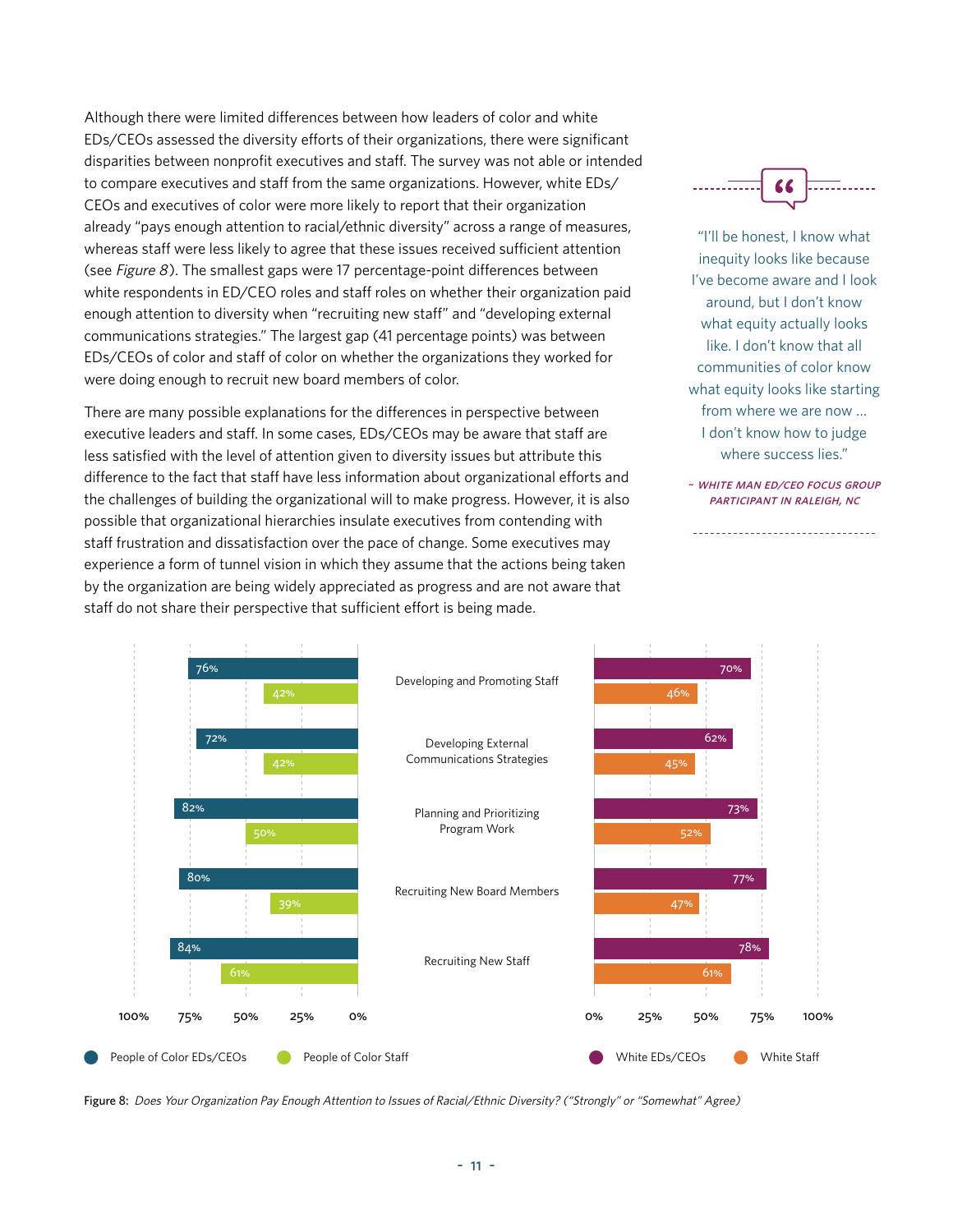Although there were limited differences between how leaders of color and white EDs/CEOs assessed the diversity efforts of their organizations, there were significant disparities between nonprofit executives and staff. The survey was not able or intended to compare executives and staff from the same organizations. However, white EDs/CEOs and executives of color were more likely to report that their organization already "pays enough attention to racial/ethnic diversity" across a range of measures, whereas staff were less likely to agree that these issues received sufficient attention (see *Figure 8*). The smallest gaps were 17 percentage-point differences between white respondents in ED/CEO roles and staff roles on whether their organization paid enough attention to diversity when "recruiting new staff" and "developing external communications strategies." The largest gap (41 percentage points) was between EDs/CEOs of color and staff of color on whether the organizations they worked for were doing enough to recruit new board members of color.

There are many possible explanations for the differences in perspective between executive leaders and staff. In some cases, EDs/CEOs may be aware that staff are less satisfied with the level of attention given to diversity issues but attribute this difference to the fact that staff have less information about organizational efforts and the challenges of building the organizational will to make progress. However, it is also possible that organizational hierarchies insulate executives from contending with staff frustration and dissatisfaction over the pace of change. Some executives may experience a form of tunnel vision in which they assume that the actions being taken by the organization are being widely appreciated as progress and are not aware that staff do not share their perspective that sufficient effort is being made.

> "I'll be honest, I know what inequity looks like because I've become aware and I look around, but I don't know what equity actually looks like. I don't know that all communities of color know what equity looks like starting from where we are now ... I don't know how to judge where success lies."
>
> *~ WHITE MAN ED/CEO FOCUS GROUP PARTICIPANT IN RALEIGH, NC*

| | People of Color EDs/CEOs | People of Color Staff | White EDs/CEOs | White Staff |
|---|---|---|---|---|
| Developing and Promoting Staff | 76% | 42% | 70% | 46% |
| Developing External Communications Strategies | 72% | 42% | 62% | 45% |
| Planning and Prioritizing Program Work | 82% | 50% | 73% | 52% |
| Recruiting New Board Members | 80% | 39% | 77% | 47% |
| Recruiting New Staff | 84% | 61% | 78% | 61% |

Figure 8: *Does Your Organization Pay Enough Attention to Issues of Racial/Ethnic Diversity? ("Strongly" or "Somewhat" Agree)*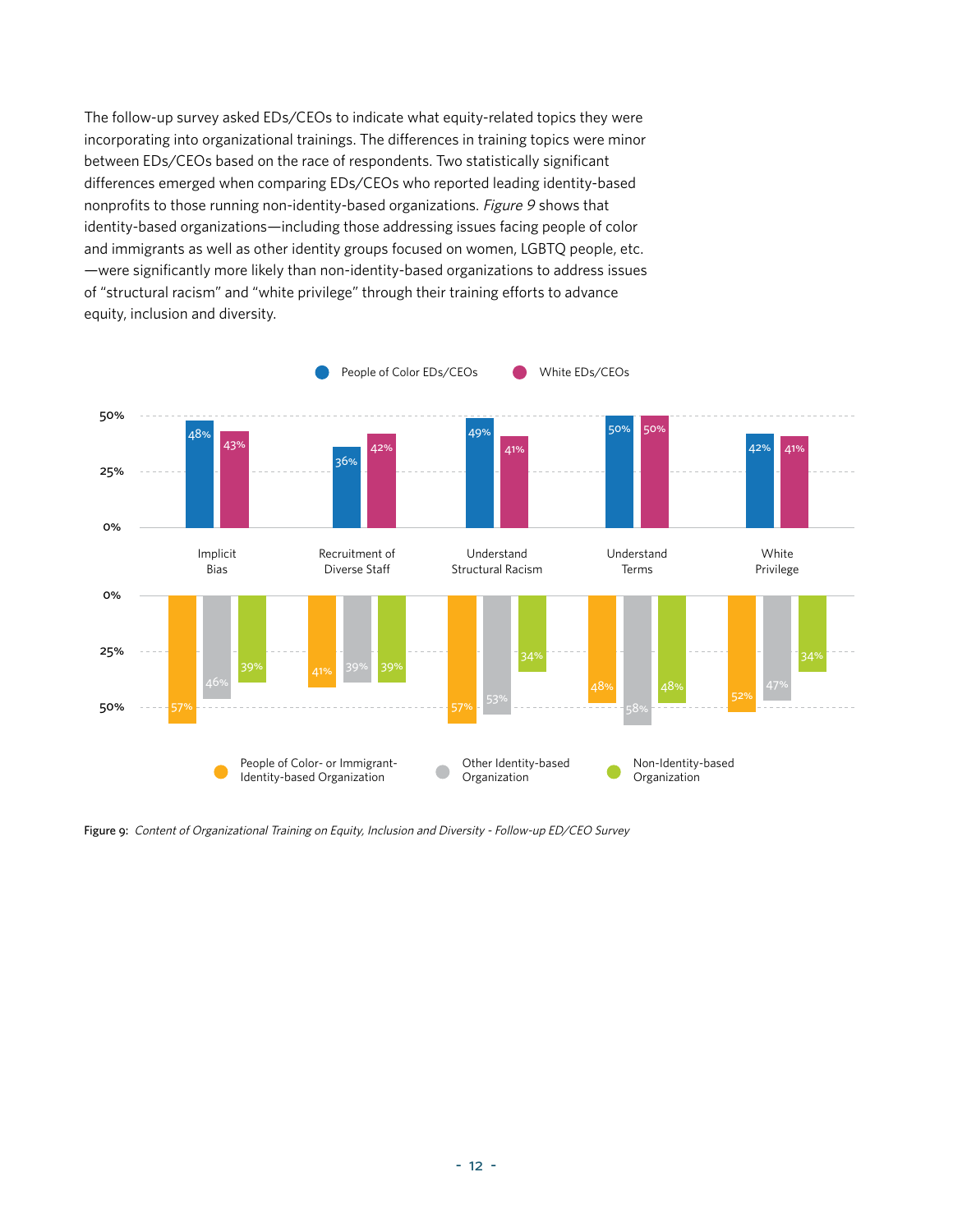The follow-up survey asked EDs/CEOs to indicate what equity-related topics they were incorporating into organizational trainings. The differences in training topics were minor between EDs/CEOs based on the race of respondents. Two statistically significant differences emerged when comparing EDs/CEOs who reported leading identity-based nonprofits to those running non-identity-based organizations. *Figure 9* shows that identity-based organizations—including those addressing issues facing people of color and immigrants as well as other identity groups focused on women, LGBTQ people, etc. —were significantly more likely than non-identity-based organizations to address issues of "structural racism" and "white privilege" through their training efforts to advance equity, inclusion and diversity.

| | Implicit Bias | Recruitment of Diverse Staff | Understand Structural Racism | Understand Terms | White Privilege |
|---|---|---|---|---|---|
| People of Color EDs/CEOs | 48% | 36% | 49% | 50% | 42% |
| White EDs/CEOs | 43% | 42% | 41% | 50% | 41% |
| People of Color- or Immigrant-Identity-based Organization | 57% | 41% | 57% | 48% | 52% |
| Other Identity-based Organization | 46% | 39% | 53% | 58% | 47% |
| Non-Identity-based Organization | 39% | 39% | 34% | 48% | 34% |

Figure 9: *Content of Organizational Training on Equity, Inclusion and Diversity - Follow-up ED/CEO Survey*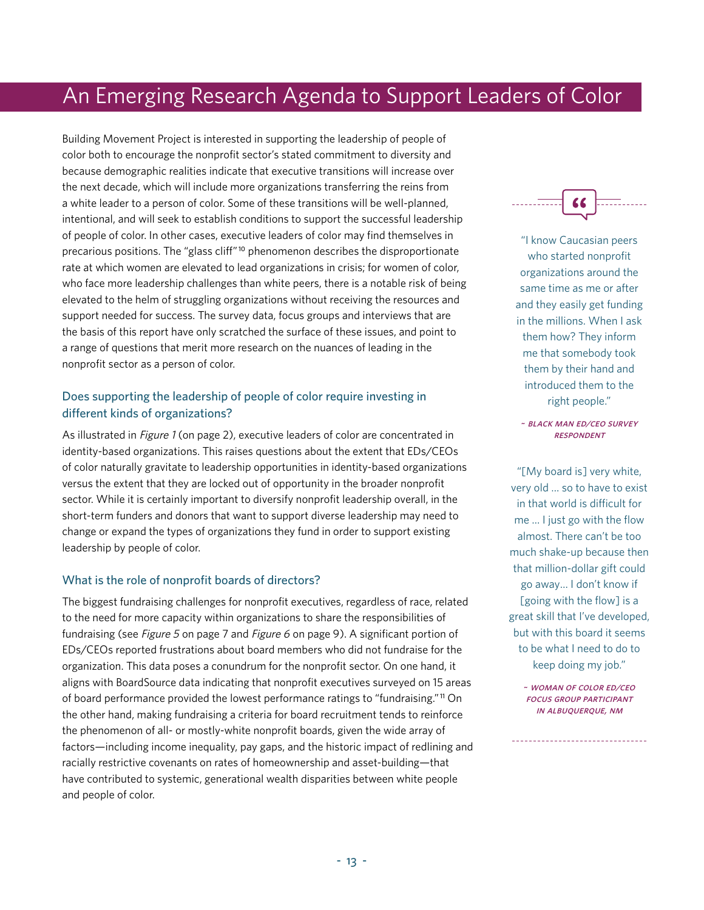# An Emerging Research Agenda to Support Leaders of Color

Building Movement Project is interested in supporting the leadership of people of color both to encourage the nonprofit sector's stated commitment to diversity and because demographic realities indicate that executive transitions will increase over the next decade, which will include more organizations transferring the reins from a white leader to a person of color. Some of these transitions will be well-planned, intentional, and will seek to establish conditions to support the successful leadership of people of color. In other cases, executive leaders of color may find themselves in precarious positions. The "glass cliff"[10] phenomenon describes the disproportionate rate at which women are elevated to lead organizations in crisis; for women of color, who face more leadership challenges than white peers, there is a notable risk of being elevated to the helm of struggling organizations without receiving the resources and support needed for success. The survey data, focus groups and interviews that are the basis of this report have only scratched the surface of these issues, and point to a range of questions that merit more research on the nuances of leading in the nonprofit sector as a person of color.

## Does supporting the leadership of people of color require investing in different kinds of organizations?

As illustrated in *Figure 1* (on page 2), executive leaders of color are concentrated in identity-based organizations. This raises questions about the extent that EDs/CEOs of color naturally gravitate to leadership opportunities in identity-based organizations versus the extent that they are locked out of opportunity in the broader nonprofit sector. While it is certainly important to diversify nonprofit leadership overall, in the short-term funders and donors that want to support diverse leadership may need to change or expand the types of organizations they fund in order to support existing leadership by people of color.

## What is the role of nonprofit boards of directors?

The biggest fundraising challenges for nonprofit executives, regardless of race, related to the need for more capacity within organizations to share the responsibilities of fundraising (see *Figure 5* on page 7 and *Figure 6* on page 9). A significant portion of EDs/CEOs reported frustrations about board members who did not fundraise for the organization. This data poses a conundrum for the nonprofit sector. On one hand, it aligns with BoardSource data indicating that nonprofit executives surveyed on 15 areas of board performance provided the lowest performance ratings to "fundraising."[11] On the other hand, making fundraising a criteria for board recruitment tends to reinforce the phenomenon of all- or mostly-white nonprofit boards, given the wide array of factors—including income inequality, pay gaps, and the historic impact of redlining and racially restrictive covenants on rates of homeownership and asset-building—that have contributed to systemic, generational wealth disparities between white people and people of color.

> "I know Caucasian peers who started nonprofit organizations around the same time as me or after and they easily get funding in the millions. When I ask them how? They inform me that somebody took them by their hand and introduced them to the right people."
>
> *~ Black Man ED/CEO Survey Respondent*

> "[My board is] very white, very old ... so to have to exist in that world is difficult for me ... I just go with the flow almost. There can't be too much shake-up because then that million-dollar gift could go away... I don't know if [going with the flow] is a great skill that I've developed, but with this board it seems to be what I need to do to keep doing my job."
>
> *~ Woman of Color ED/CEO Focus Group Participant in Albuquerque, NM*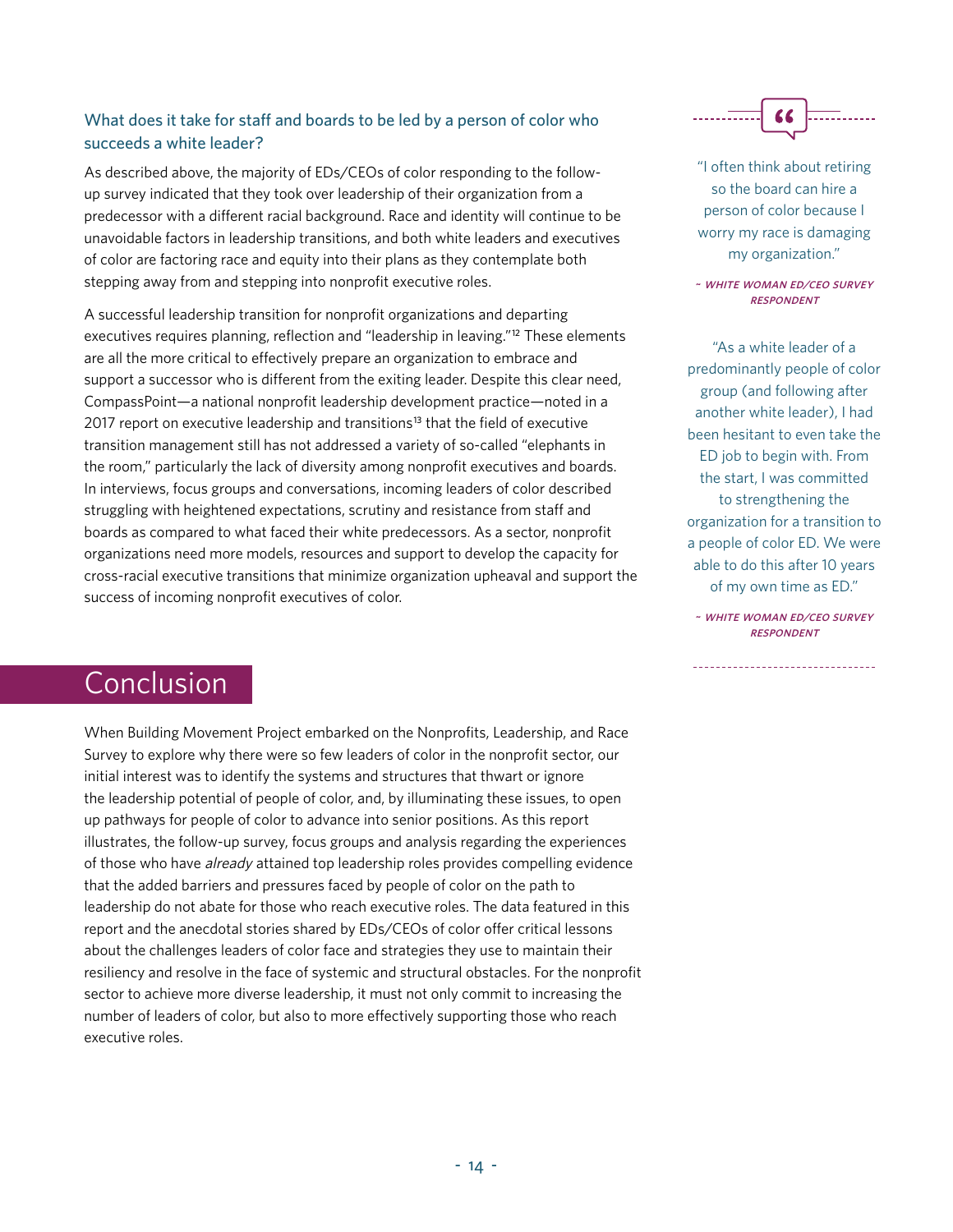### What does it take for staff and boards to be led by a person of color who succeeds a white leader?

As described above, the majority of EDs/CEOs of color responding to the follow-up survey indicated that they took over leadership of their organization from a predecessor with a different racial background. Race and identity will continue to be unavoidable factors in leadership transitions, and both white leaders and executives of color are factoring race and equity into their plans as they contemplate both stepping away from and stepping into nonprofit executive roles.

A successful leadership transition for nonprofit organizations and departing executives requires planning, reflection and "leadership in leaving."[12] These elements are all the more critical to effectively prepare an organization to embrace and support a successor who is different from the exiting leader. Despite this clear need, CompassPoint—a national nonprofit leadership development practice—noted in a 2017 report on executive leadership and transitions[13] that the field of executive transition management still has not addressed a variety of so-called "elephants in the room," particularly the lack of diversity among nonprofit executives and boards. In interviews, focus groups and conversations, incoming leaders of color described struggling with heightened expectations, scrutiny and resistance from staff and boards as compared to what faced their white predecessors. As a sector, nonprofit organizations need more models, resources and support to develop the capacity for cross-racial executive transitions that minimize organization upheaval and support the success of incoming nonprofit executives of color.

> "I often think about retiring so the board can hire a person of color because I worry my race is damaging my organization."
>
> ~ ***WHITE WOMAN ED/CEO SURVEY RESPONDENT***

> "As a white leader of a predominantly people of color group (and following after another white leader), I had been hesitant to even take the ED job to begin with. From the start, I was committed to strengthening the organization for a transition to a people of color ED. We were able to do this after 10 years of my own time as ED."
>
> ~ ***WHITE WOMAN ED/CEO SURVEY RESPONDENT***

## Conclusion

When Building Movement Project embarked on the Nonprofits, Leadership, and Race Survey to explore why there were so few leaders of color in the nonprofit sector, our initial interest was to identify the systems and structures that thwart or ignore the leadership potential of people of color, and, by illuminating these issues, to open up pathways for people of color to advance into senior positions. As this report illustrates, the follow-up survey, focus groups and analysis regarding the experiences of those who have *already* attained top leadership roles provides compelling evidence that the added barriers and pressures faced by people of color on the path to leadership do not abate for those who reach executive roles. The data featured in this report and the anecdotal stories shared by EDs/CEOs of color offer critical lessons about the challenges leaders of color face and strategies they use to maintain their resiliency and resolve in the face of systemic and structural obstacles. For the nonprofit sector to achieve more diverse leadership, it must not only commit to increasing the number of leaders of color, but also to more effectively supporting those who reach executive roles.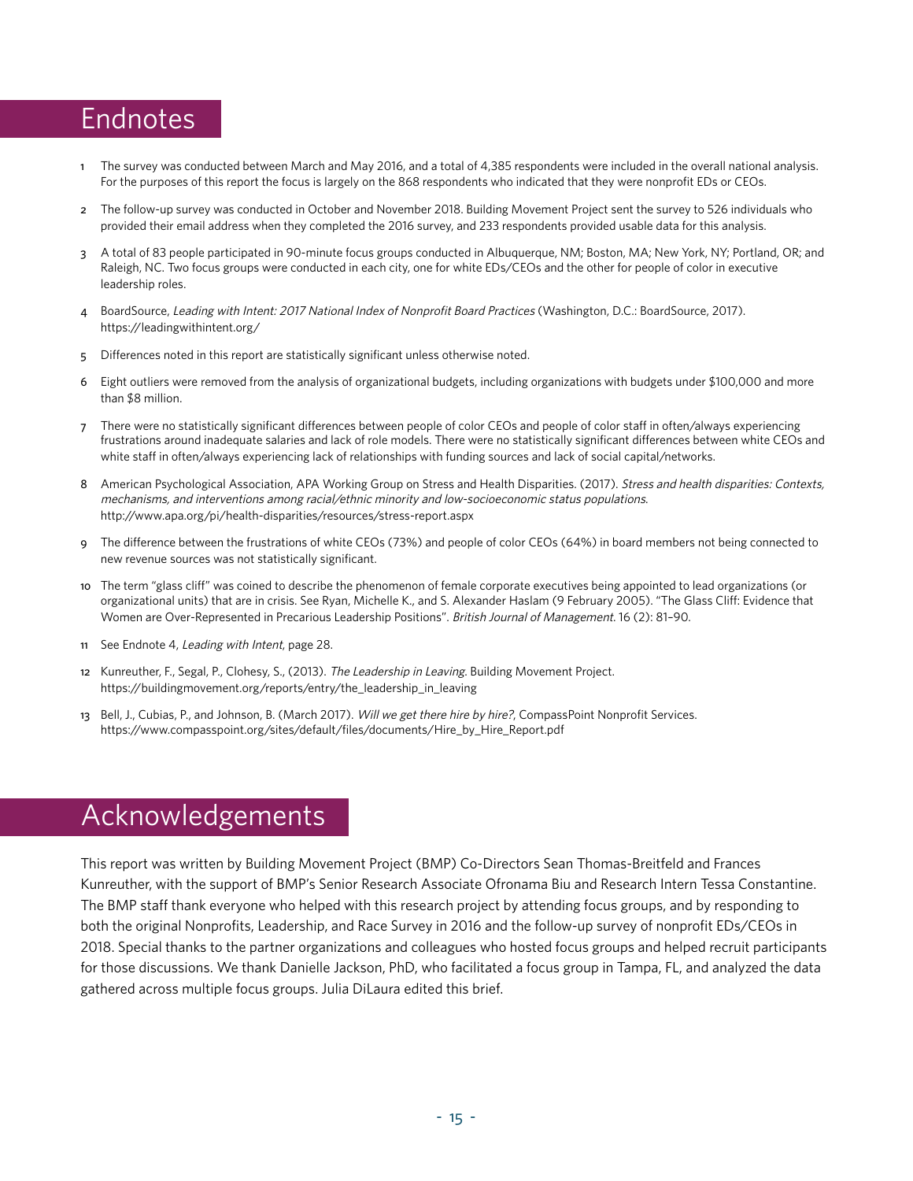## Endnotes

1. The survey was conducted between March and May 2016, and a total of 4,385 respondents were included in the overall national analysis. For the purposes of this report the focus is largely on the 868 respondents who indicated that they were nonprofit EDs or CEOs.

2. The follow-up survey was conducted in October and November 2018. Building Movement Project sent the survey to 526 individuals who provided their email address when they completed the 2016 survey, and 233 respondents provided usable data for this analysis.

3. A total of 83 people participated in 90-minute focus groups conducted in Albuquerque, NM; Boston, MA; New York, NY; Portland, OR; and Raleigh, NC. Two focus groups were conducted in each city, one for white EDs/CEOs and the other for people of color in executive leadership roles.

4. BoardSource, *Leading with Intent: 2017 National Index of Nonprofit Board Practices* (Washington, D.C.: BoardSource, 2017). https://leadingwithintent.org/

5. Differences noted in this report are statistically significant unless otherwise noted.

6. Eight outliers were removed from the analysis of organizational budgets, including organizations with budgets under $100,000 and more than $8 million.

7. There were no statistically significant differences between people of color CEOs and people of color staff in often/always experiencing frustrations around inadequate salaries and lack of role models. There were no statistically significant differences between white CEOs and white staff in often/always experiencing lack of relationships with funding sources and lack of social capital/networks.

8. American Psychological Association, APA Working Group on Stress and Health Disparities. (2017). *Stress and health disparities: Contexts, mechanisms, and interventions among racial/ethnic minority and low-socioeconomic status populations.* http://www.apa.org/pi/health-disparities/resources/stress-report.aspx

9. The difference between the frustrations of white CEOs (73%) and people of color CEOs (64%) in board members not being connected to new revenue sources was not statistically significant.

10. The term "glass cliff" was coined to describe the phenomenon of female corporate executives being appointed to lead organizations (or organizational units) that are in crisis. See Ryan, Michelle K., and S. Alexander Haslam (9 February 2005). "The Glass Cliff: Evidence that Women are Over-Represented in Precarious Leadership Positions". *British Journal of Management.* 16 (2): 81–90.

11. See Endnote 4, *Leading with Intent*, page 28.

12. Kunreuther, F., Segal, P., Clohesy, S., (2013). *The Leadership in Leaving.* Building Movement Project. https://buildingmovement.org/reports/entry/the_leadership_in_leaving

13. Bell, J., Cubias, P., and Johnson, B. (March 2017). *Will we get there hire by hire?*, CompassPoint Nonprofit Services. https://www.compasspoint.org/sites/default/files/documents/Hire_by_Hire_Report.pdf

## Acknowledgements

This report was written by Building Movement Project (BMP) Co-Directors Sean Thomas-Breitfeld and Frances Kunreuther, with the support of BMP's Senior Research Associate Ofronama Biu and Research Intern Tessa Constantine. The BMP staff thank everyone who helped with this research project by attending focus groups, and by responding to both the original Nonprofits, Leadership, and Race Survey in 2016 and the follow-up survey of nonprofit EDs/CEOs in 2018. Special thanks to the partner organizations and colleagues who hosted focus groups and helped recruit participants for those discussions. We thank Danielle Jackson, PhD, who facilitated a focus group in Tampa, FL, and analyzed the data gathered across multiple focus groups. Julia DiLaura edited this brief.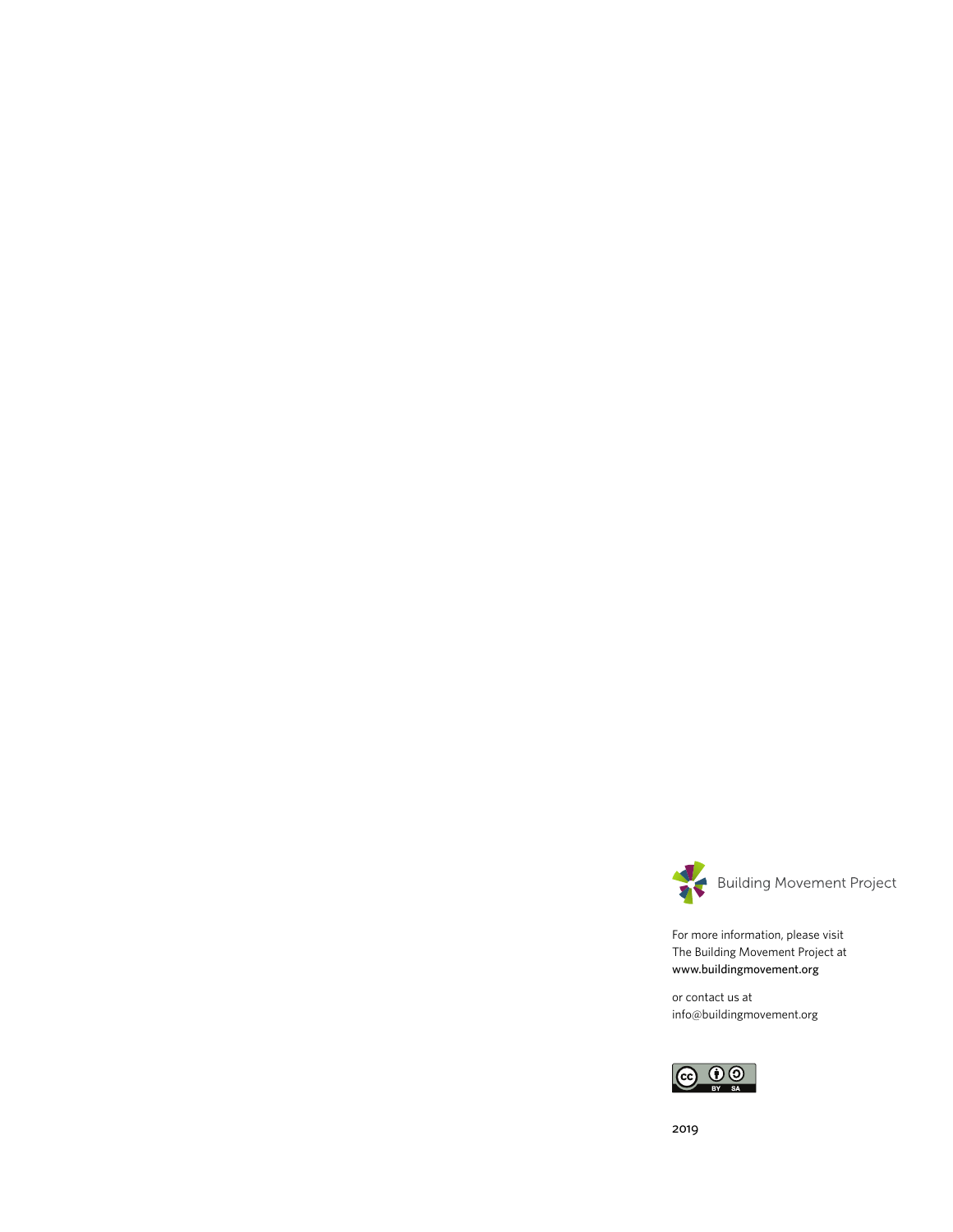Building Movement Project

For more information, please visit
The Building Movement Project at
www.buildingmovement.org

or contact us at
info@buildingmovement.org

2019